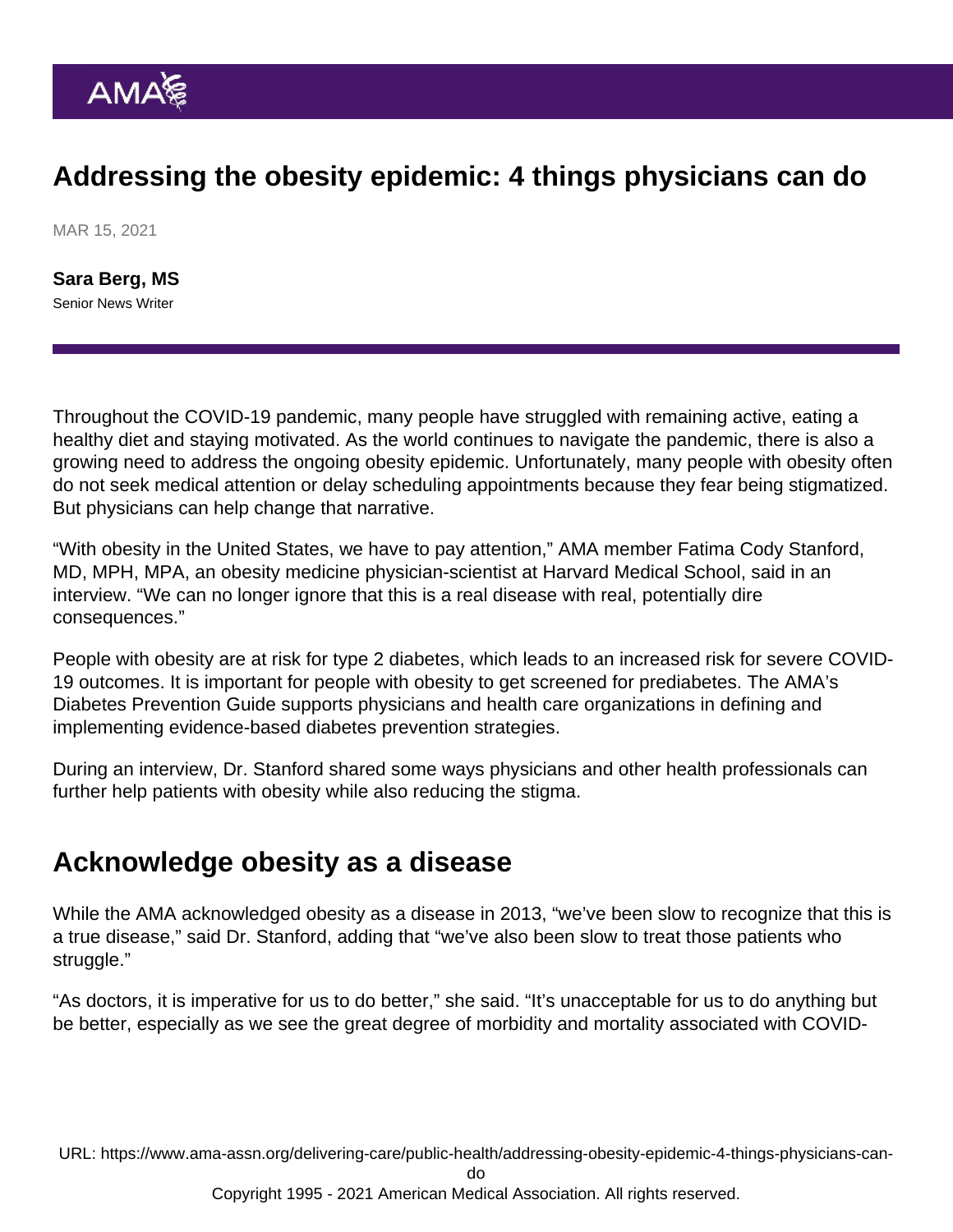# Addressing the obesity epidemic: 4 things physicians can do

MAR 15, 2021

**Sara Berg, MS**
Senior News Writer

Throughout the COVID-19 pandemic, many people have struggled with remaining active, eating a healthy diet and staying motivated. As the world continues to navigate the pandemic, there is also a growing need to address the ongoing obesity epidemic. Unfortunately, many people with obesity often do not seek medical attention or delay scheduling appointments because they fear being stigmatized. But physicians can help change that narrative.

"With obesity in the United States, we have to pay attention," AMA member Fatima Cody Stanford, MD, MPH, MPA, an obesity medicine physician-scientist at Harvard Medical School, said in an interview. "We can no longer ignore that this is a real disease with real, potentially dire consequences."

People with obesity are at risk for type 2 diabetes, which leads to an increased risk for severe COVID-19 outcomes. It is important for people with obesity to get screened for prediabetes. The AMA's Diabetes Prevention Guide supports physicians and health care organizations in defining and implementing evidence-based diabetes prevention strategies.

During an interview, Dr. Stanford shared some ways physicians and other health professionals can further help patients with obesity while also reducing the stigma.

## Acknowledge obesity as a disease

While the AMA acknowledged obesity as a disease in 2013, "we've been slow to recognize that this is a true disease," said Dr. Stanford, adding that "we've also been slow to treat those patients who struggle."

"As doctors, it is imperative for us to do better," she said. "It's unacceptable for us to do anything but be better, especially as we see the great degree of morbidity and mortality associated with COVID-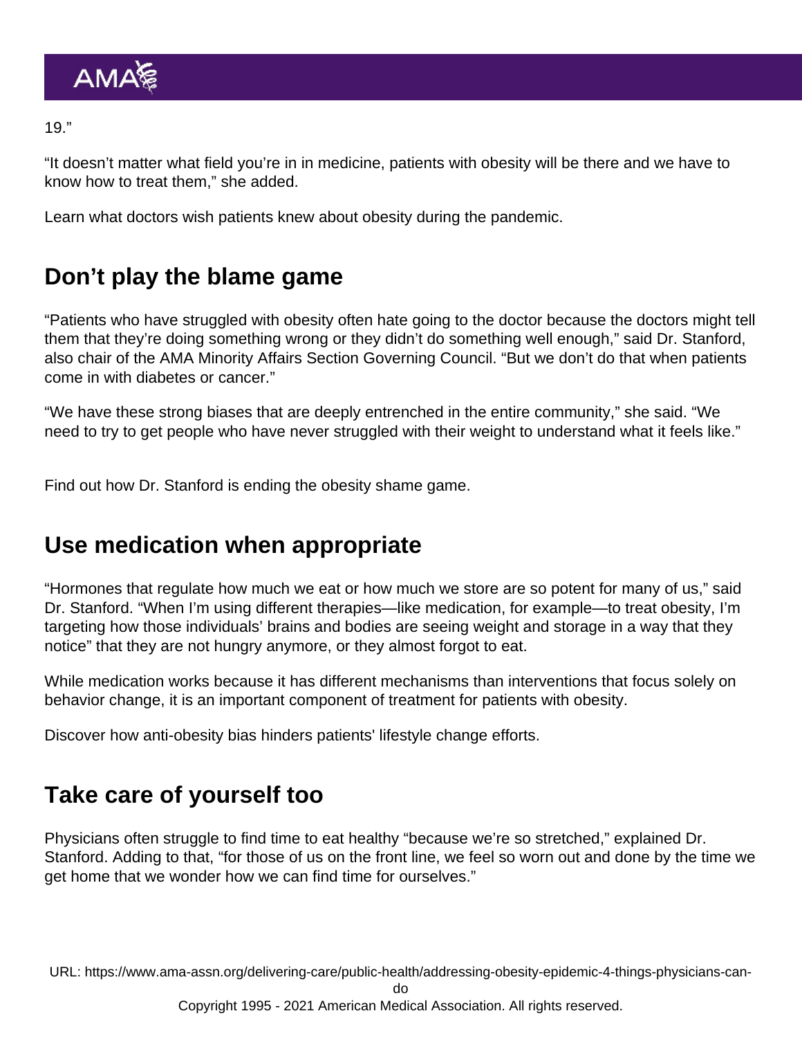19."

"It doesn't matter what field you're in in medicine, patients with obesity will be there and we have to know how to treat them," she added.

Learn what doctors wish patients knew about obesity during the pandemic.

## Don't play the blame game

"Patients who have struggled with obesity often hate going to the doctor because the doctors might tell them that they're doing something wrong or they didn't do something well enough," said Dr. Stanford, also chair of the AMA Minority Affairs Section Governing Council. "But we don't do that when patients come in with diabetes or cancer."

"We have these strong biases that are deeply entrenched in the entire community," she said. "We need to try to get people who have never struggled with their weight to understand what it feels like."

Find out how Dr. Stanford is ending the obesity shame game.

## Use medication when appropriate

"Hormones that regulate how much we eat or how much we store are so potent for many of us," said Dr. Stanford. "When I'm using different therapies—like medication, for example—to treat obesity, I'm targeting how those individuals' brains and bodies are seeing weight and storage in a way that they notice" that they are not hungry anymore, or they almost forgot to eat.

While medication works because it has different mechanisms than interventions that focus solely on behavior change, it is an important component of treatment for patients with obesity.

Discover how anti-obesity bias hinders patients' lifestyle change efforts.

## Take care of yourself too

Physicians often struggle to find time to eat healthy "because we're so stretched," explained Dr. Stanford. Adding to that, "for those of us on the front line, we feel so worn out and done by the time we get home that we wonder how we can find time for ourselves."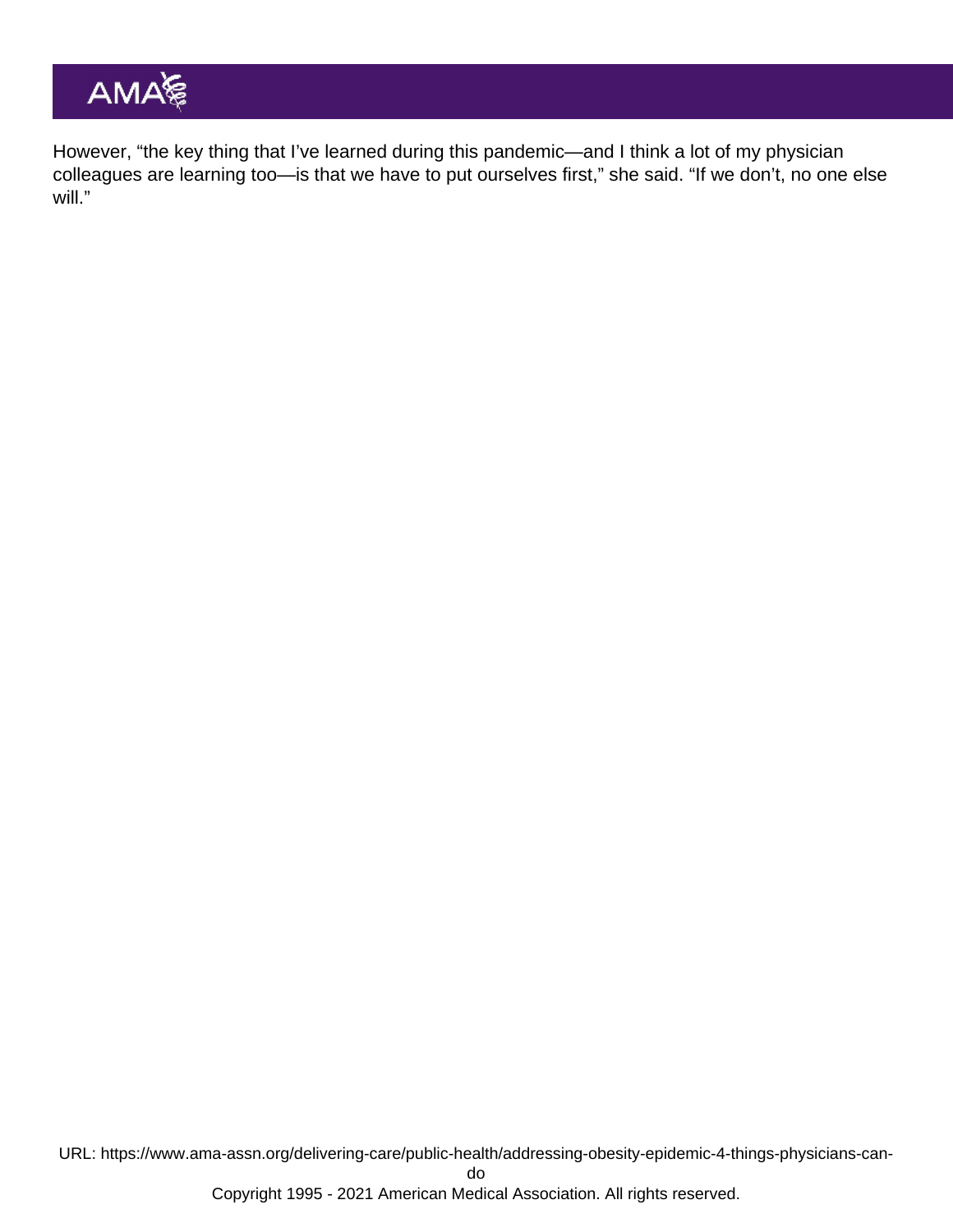However, “the key thing that I’ve learned during this pandemic—and I think a lot of my physician colleagues are learning too—is that we have to put ourselves first,” she said. “If we don’t, no one else will.”